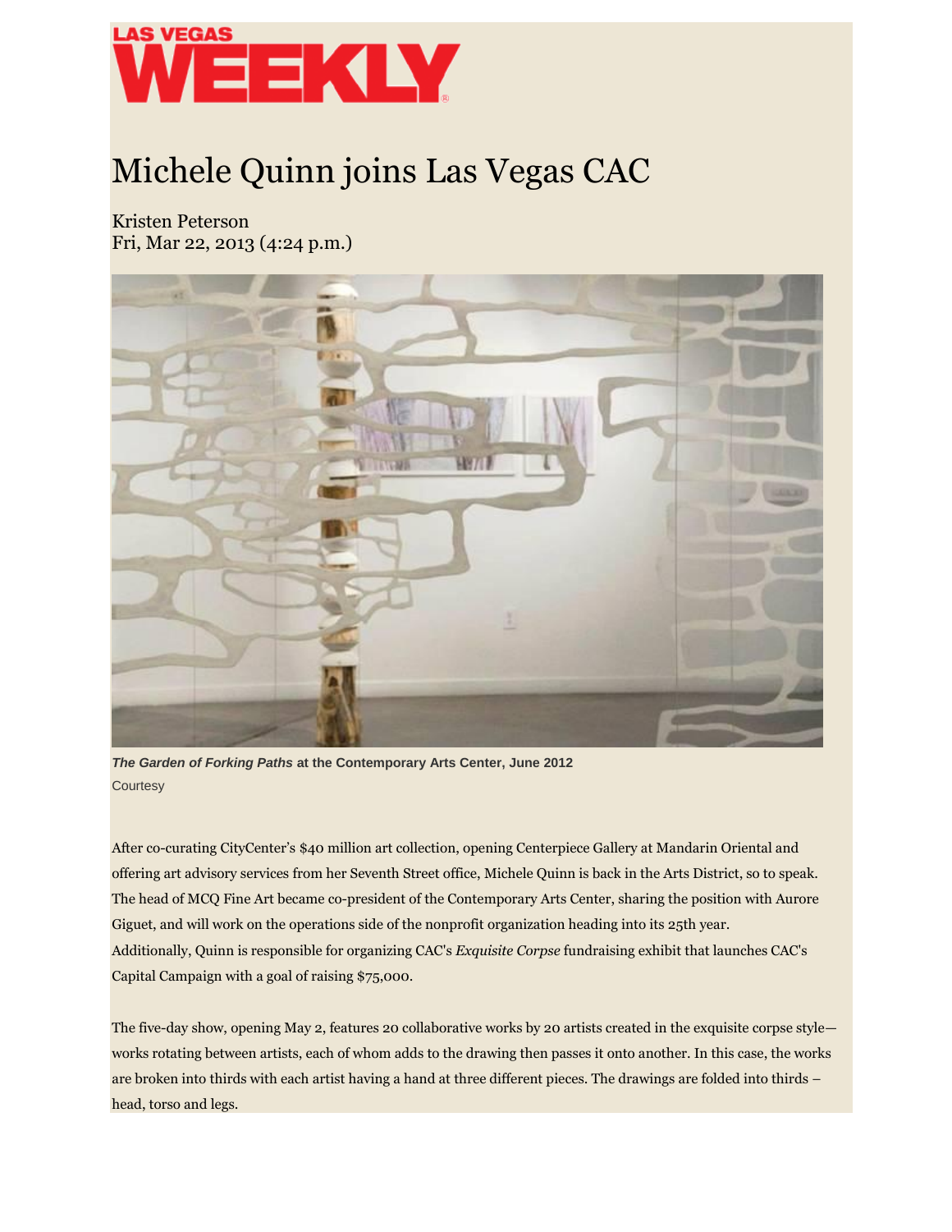LAS VEGAS WEEKLY

# Michele Quinn joins Las Vegas CAC

Kristen Peterson
Fri, Mar 22, 2013 (4:24 p.m.)

***The Garden of Forking Paths*** **at the Contemporary Arts Center, June 2012**
Courtesy

After co-curating CityCenter's $40 million art collection, opening Centerpiece Gallery at Mandarin Oriental and offering art advisory services from her Seventh Street office, Michele Quinn is back in the Arts District, so to speak. The head of MCQ Fine Art became co-president of the Contemporary Arts Center, sharing the position with Aurore Giguet, and will work on the operations side of the nonprofit organization heading into its 25th year. Additionally, Quinn is responsible for organizing CAC's *Exquisite Corpse* fundraising exhibit that launches CAC's Capital Campaign with a goal of raising $75,000.

The five-day show, opening May 2, features 20 collaborative works by 20 artists created in the exquisite corpse style—works rotating between artists, each of whom adds to the drawing then passes it onto another. In this case, the works are broken into thirds with each artist having a hand at three different pieces. The drawings are folded into thirds – head, torso and legs.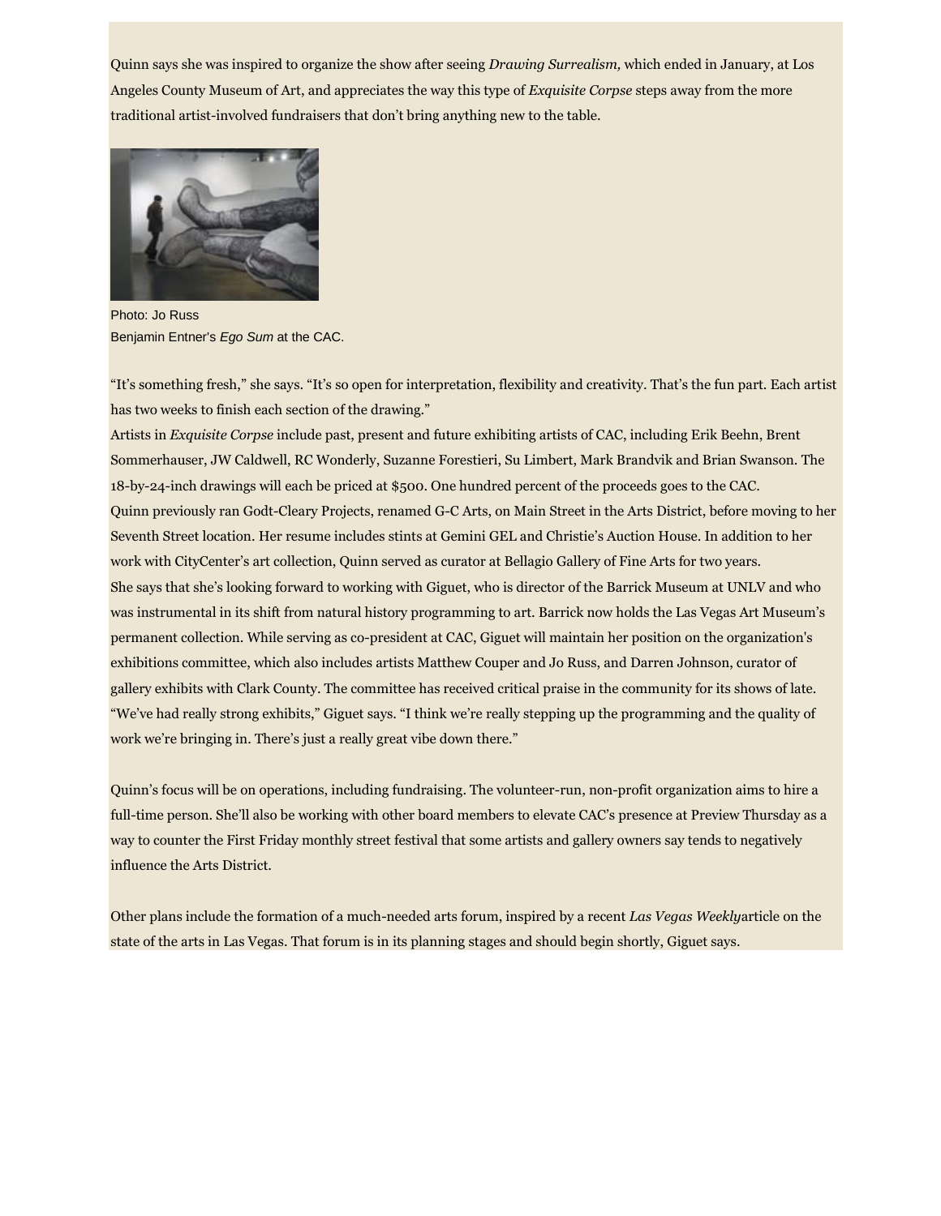Quinn says she was inspired to organize the show after seeing *Drawing Surrealism,* which ended in January, at Los Angeles County Museum of Art, and appreciates the way this type of *Exquisite Corpse* steps away from the more traditional artist-involved fundraisers that don't bring anything new to the table.

Photo: Jo Russ
Benjamin Entner's *Ego Sum* at the CAC.

"It's something fresh," she says. "It's so open for interpretation, flexibility and creativity. That's the fun part. Each artist has two weeks to finish each section of the drawing."

Artists in *Exquisite Corpse* include past, present and future exhibiting artists of CAC, including Erik Beehn, Brent Sommerhauser, JW Caldwell, RC Wonderly, Suzanne Forestieri, Su Limbert, Mark Brandvik and Brian Swanson. The 18-by-24-inch drawings will each be priced at $500. One hundred percent of the proceeds goes to the CAC.

Quinn previously ran Godt-Cleary Projects, renamed G-C Arts, on Main Street in the Arts District, before moving to her Seventh Street location. Her resume includes stints at Gemini GEL and Christie's Auction House. In addition to her work with CityCenter's art collection, Quinn served as curator at Bellagio Gallery of Fine Arts for two years.

She says that she's looking forward to working with Giguet, who is director of the Barrick Museum at UNLV and who was instrumental in its shift from natural history programming to art. Barrick now holds the Las Vegas Art Museum's permanent collection. While serving as co-president at CAC, Giguet will maintain her position on the organization's exhibitions committee, which also includes artists Matthew Couper and Jo Russ, and Darren Johnson, curator of gallery exhibits with Clark County. The committee has received critical praise in the community for its shows of late.

"We've had really strong exhibits," Giguet says. "I think we're really stepping up the programming and the quality of work we're bringing in. There's just a really great vibe down there."

Quinn's focus will be on operations, including fundraising. The volunteer-run, non-profit organization aims to hire a full-time person. She'll also be working with other board members to elevate CAC's presence at Preview Thursday as a way to counter the First Friday monthly street festival that some artists and gallery owners say tends to negatively influence the Arts District.

Other plans include the formation of a much-needed arts forum, inspired by a recent *Las Vegas Weekly*article on the state of the arts in Las Vegas. That forum is in its planning stages and should begin shortly, Giguet says.